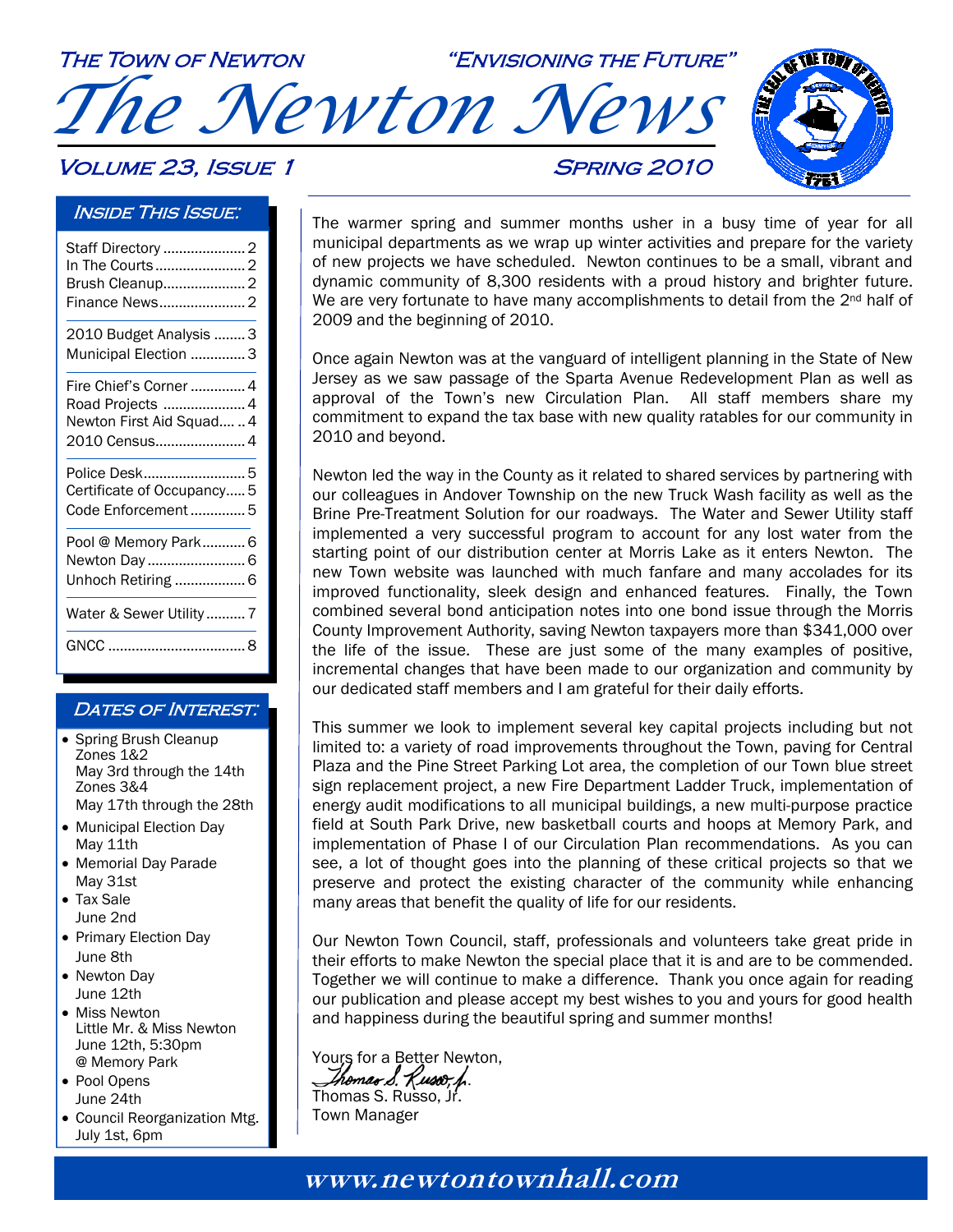# The Newton News

THE TOWN OF NEWTON — "ENVISIONING THE FUTURE"

VOLUME 23, ISSUE 1 — SPRING 2010

## Inside This Issue:

- Staff Directory ..... 2
- In The Courts ..... 2
- Brush Cleanup ..... 2
- Finance News ..... 2
- 2010 Budget Analysis ..... 3
- Municipal Election ..... 3
- Fire Chief's Corner ..... 4
- Road Projects ..... 4
- Newton First Aid Squad ..... 4
- 2010 Census ..... 4
- Police Desk ..... 5
- Certificate of Occupancy ..... 5
- Code Enforcement ..... 5
- Pool @ Memory Park ..... 6
- Newton Day ..... 6
- Unhoch Retiring ..... 6
- Water & Sewer Utility ..... 7
- GNCC ..... 8

## Dates of Interest:

- Spring Brush Cleanup
  Zones 1&2
  May 3rd through the 14th
  Zones 3&4
  May 17th through the 28th
- Municipal Election Day
  May 11th
- Memorial Day Parade
  May 31st
- Tax Sale
  June 2nd
- Primary Election Day
  June 8th
- Newton Day
  June 12th
- Miss Newton
  Little Mr. & Miss Newton
  June 12th, 5:30pm
  @ Memory Park
- Pool Opens
  June 24th
- Council Reorganization Mtg.
  July 1st, 6pm

The warmer spring and summer months usher in a busy time of year for all municipal departments as we wrap up winter activities and prepare for the variety of new projects we have scheduled. Newton continues to be a small, vibrant and dynamic community of 8,300 residents with a proud history and brighter future. We are very fortunate to have many accomplishments to detail from the 2nd half of 2009 and the beginning of 2010.

Once again Newton was at the vanguard of intelligent planning in the State of New Jersey as we saw passage of the Sparta Avenue Redevelopment Plan as well as approval of the Town's new Circulation Plan. All staff members share my commitment to expand the tax base with new quality ratables for our community in 2010 and beyond.

Newton led the way in the County as it related to shared services by partnering with our colleagues in Andover Township on the new Truck Wash facility as well as the Brine Pre-Treatment Solution for our roadways. The Water and Sewer Utility staff implemented a very successful program to account for any lost water from the starting point of our distribution center at Morris Lake as it enters Newton. The new Town website was launched with much fanfare and many accolades for its improved functionality, sleek design and enhanced features. Finally, the Town combined several bond anticipation notes into one bond issue through the Morris County Improvement Authority, saving Newton taxpayers more than $341,000 over the life of the issue. These are just some of the many examples of positive, incremental changes that have been made to our organization and community by our dedicated staff members and I am grateful for their daily efforts.

This summer we look to implement several key capital projects including but not limited to: a variety of road improvements throughout the Town, paving for Central Plaza and the Pine Street Parking Lot area, the completion of our Town blue street sign replacement project, a new Fire Department Ladder Truck, implementation of energy audit modifications to all municipal buildings, a new multi-purpose practice field at South Park Drive, new basketball courts and hoops at Memory Park, and implementation of Phase I of our Circulation Plan recommendations. As you can see, a lot of thought goes into the planning of these critical projects so that we preserve and protect the existing character of the community while enhancing many areas that benefit the quality of life for our residents.

Our Newton Town Council, staff, professionals and volunteers take great pride in their efforts to make Newton the special place that it is and are to be commended. Together we will continue to make a difference. Thank you once again for reading our publication and please accept my best wishes to you and yours for good health and happiness during the beautiful spring and summer months!

Yours for a Better Newton,

*Thomas S. Russo, Jr.*

Thomas S. Russo, Jr.
Town Manager

**www.newtontownhall.com**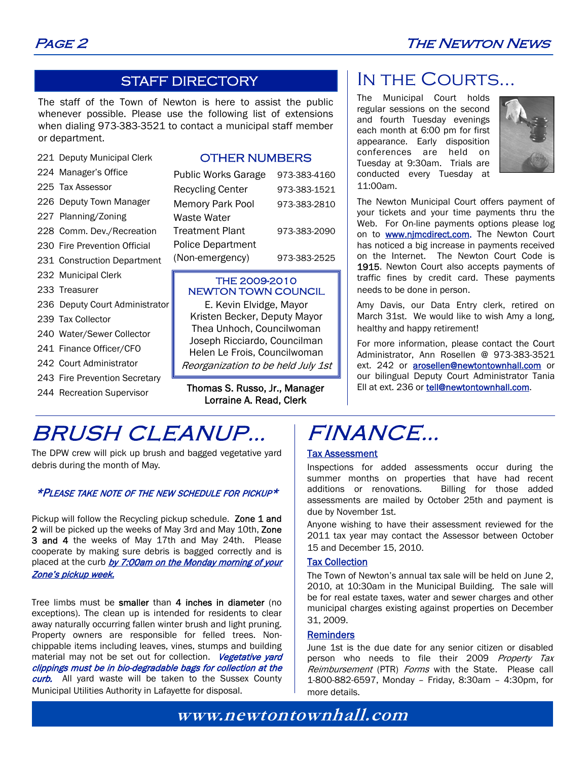## STAFF DIRECTORY

The staff of the Town of Newton is here to assist the public whenever possible. Please use the following list of extensions when dialing 973-383-3521 to contact a municipal staff member or department.

- 221 Deputy Municipal Clerk
- 224 Manager's Office
- 225 Tax Assessor
- 226 Deputy Town Manager
- 227 Planning/Zoning
- 228 Comm. Dev./Recreation
- 230 Fire Prevention Official
- 231 Construction Department
- 232 Municipal Clerk
- 233 Treasurer
- 236 Deputy Court Administrator
- 239 Tax Collector
- 240 Water/Sewer Collector
- 241 Finance Officer/CFO
- 242 Court Administrator
- 243 Fire Prevention Secretary
- 244 Recreation Supervisor

### OTHER NUMBERS

| | |
|---|---|
| Public Works Garage | 973-383-4160 |
| Recycling Center | 973-383-1521 |
| Memory Park Pool | 973-383-2810 |
| Waste Water Treatment Plant | 973-383-2090 |
| Police Department (Non-emergency) | 973-383-2525 |

### THE 2009-2010 NEWTON TOWN COUNCIL

E. Kevin Elvidge, Mayor
Kristen Becker, Deputy Mayor
Thea Unhoch, Councilwoman
Joseph Ricciardo, Councilman
Helen Le Frois, Councilwoman
*Reorganization to be held July 1st*

**Thomas S. Russo, Jr., Manager**
**Lorraine A. Read, Clerk**

## IN THE COURTS...

The Municipal Court holds regular sessions on the second and fourth Tuesday evenings each month at 6:00 pm for first appearance. Early disposition conferences are held on Tuesday at 9:30am. Trials are conducted every Tuesday at 11:00am.

The Newton Municipal Court offers payment of your tickets and your time payments thru the Web. For On-line payments options please log on to www.njmcdirect.com. The Newton Court has noticed a big increase in payments received on the Internet. The Newton Court Code is **1915**. Newton Court also accepts payments of traffic fines by credit card. These payments needs to be done in person.

Amy Davis, our Data Entry clerk, retired on March 31st. We would like to wish Amy a long, healthy and happy retirement!

For more information, please contact the Court Administrator, Ann Rosellen @ 973-383-3521 ext. 242 or arosellen@newtontownhall.com or our bilingual Deputy Court Administrator Tania Ell at ext. 236 or tell@newtontownhall.com.

## BRUSH CLEANUP...

The DPW crew will pick up brush and bagged vegetative yard debris during the month of May.

***PLEASE TAKE NOTE OF THE NEW SCHEDULE FOR PICKUP***

Pickup will follow the Recycling pickup schedule. **Zone 1 and 2** will be picked up the weeks of May 3rd and May 10th, **Zone 3 and 4** the weeks of May 17th and May 24th. Please cooperate by making sure debris is bagged correctly and is placed at the curb ***by 7:00am on the Monday morning of your Zone's pickup week.***

Tree limbs must be **smaller** than **4 inches in diameter** (no exceptions). The clean up is intended for residents to clear away naturally occurring fallen winter brush and light pruning. Property owners are responsible for felled trees. Non-chippable items including leaves, vines, stumps and building material may not be set out for collection. ***Vegetative yard clippings must be in bio-degradable bags for collection at the curb.*** All yard waste will be taken to the Sussex County Municipal Utilities Authority in Lafayette for disposal.

## FINANCE...

### Tax Assessment

Inspections for added assessments occur during the summer months on properties that have had recent additions or renovations. Billing for those added assessments are mailed by October 25th and payment is due by November 1st.

Anyone wishing to have their assessment reviewed for the 2011 tax year may contact the Assessor between October 15 and December 15, 2010.

### Tax Collection

The Town of Newton's annual tax sale will be held on June 2, 2010, at 10:30am in the Municipal Building. The sale will be for real estate taxes, water and sewer charges and other municipal charges existing against properties on December 31, 2009.

### Reminders

June 1st is the due date for any senior citizen or disabled person who needs to file their 2009 *Property Tax Reimbursement* (PTR) *Forms* with the State. Please call 1-800-882-6597, Monday – Friday, 8:30am – 4:30pm, for more details.

**www.newtontownhall.com**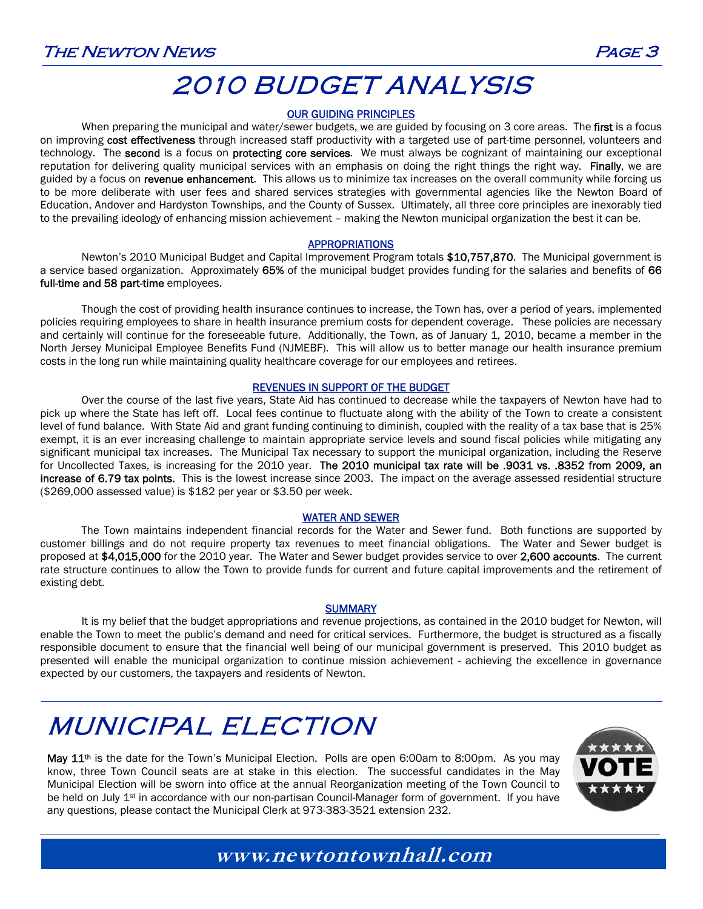# 2010 BUDGET ANALYSIS

### OUR GUIDING PRINCIPLES

When preparing the municipal and water/sewer budgets, we are guided by focusing on 3 core areas. The **first** is a focus on improving **cost effectiveness** through increased staff productivity with a targeted use of part-time personnel, volunteers and technology. The **second** is a focus on **protecting core services**. We must always be cognizant of maintaining our exceptional reputation for delivering quality municipal services with an emphasis on doing the right things the right way. **Finally**, we are guided by a focus on **revenue enhancement**. This allows us to minimize tax increases on the overall community while forcing us to be more deliberate with user fees and shared services strategies with governmental agencies like the Newton Board of Education, Andover and Hardyston Townships, and the County of Sussex. Ultimately, all three core principles are inexorably tied to the prevailing ideology of enhancing mission achievement – making the Newton municipal organization the best it can be.

### APPROPRIATIONS

Newton's 2010 Municipal Budget and Capital Improvement Program totals **$10,757,870**. The Municipal government is a service based organization. Approximately **65%** of the municipal budget provides funding for the salaries and benefits of **66 full-time and 58 part-time** employees.

Though the cost of providing health insurance continues to increase, the Town has, over a period of years, implemented policies requiring employees to share in health insurance premium costs for dependent coverage. These policies are necessary and certainly will continue for the foreseeable future. Additionally, the Town, as of January 1, 2010, became a member in the North Jersey Municipal Employee Benefits Fund (NJMEBF). This will allow us to better manage our health insurance premium costs in the long run while maintaining quality healthcare coverage for our employees and retirees.

### REVENUES IN SUPPORT OF THE BUDGET

Over the course of the last five years, State Aid has continued to decrease while the taxpayers of Newton have had to pick up where the State has left off. Local fees continue to fluctuate along with the ability of the Town to create a consistent level of fund balance. With State Aid and grant funding continuing to diminish, coupled with the reality of a tax base that is 25% exempt, it is an ever increasing challenge to maintain appropriate service levels and sound fiscal policies while mitigating any significant municipal tax increases. The Municipal Tax necessary to support the municipal organization, including the Reserve for Uncollected Taxes, is increasing for the 2010 year. **The 2010 municipal tax rate will be .9031 vs. .8352 from 2009, an increase of 6.79 tax points.** This is the lowest increase since 2003. The impact on the average assessed residential structure ($269,000 assessed value) is $182 per year or $3.50 per week.

### WATER AND SEWER

The Town maintains independent financial records for the Water and Sewer fund. Both functions are supported by customer billings and do not require property tax revenues to meet financial obligations. The Water and Sewer budget is proposed at **$4,015,000** for the 2010 year. The Water and Sewer budget provides service to over **2,600 accounts**. The current rate structure continues to allow the Town to provide funds for current and future capital improvements and the retirement of existing debt.

### SUMMARY

It is my belief that the budget appropriations and revenue projections, as contained in the 2010 budget for Newton, will enable the Town to meet the public's demand and need for critical services. Furthermore, the budget is structured as a fiscally responsible document to ensure that the financial well being of our municipal government is preserved. This 2010 budget as presented will enable the municipal organization to continue mission achievement - achieving the excellence in governance expected by our customers, the taxpayers and residents of Newton.

# MUNICIPAL ELECTION

**May 11th** is the date for the Town's Municipal Election. Polls are open 6:00am to 8:00pm. As you may know, three Town Council seats are at stake in this election. The successful candidates in the May Municipal Election will be sworn into office at the annual Reorganization meeting of the Town Council to be held on July 1st in accordance with our non-partisan Council-Manager form of government. If you have any questions, please contact the Municipal Clerk at 973-383-3521 extension 232.

**www.newtontownhall.com**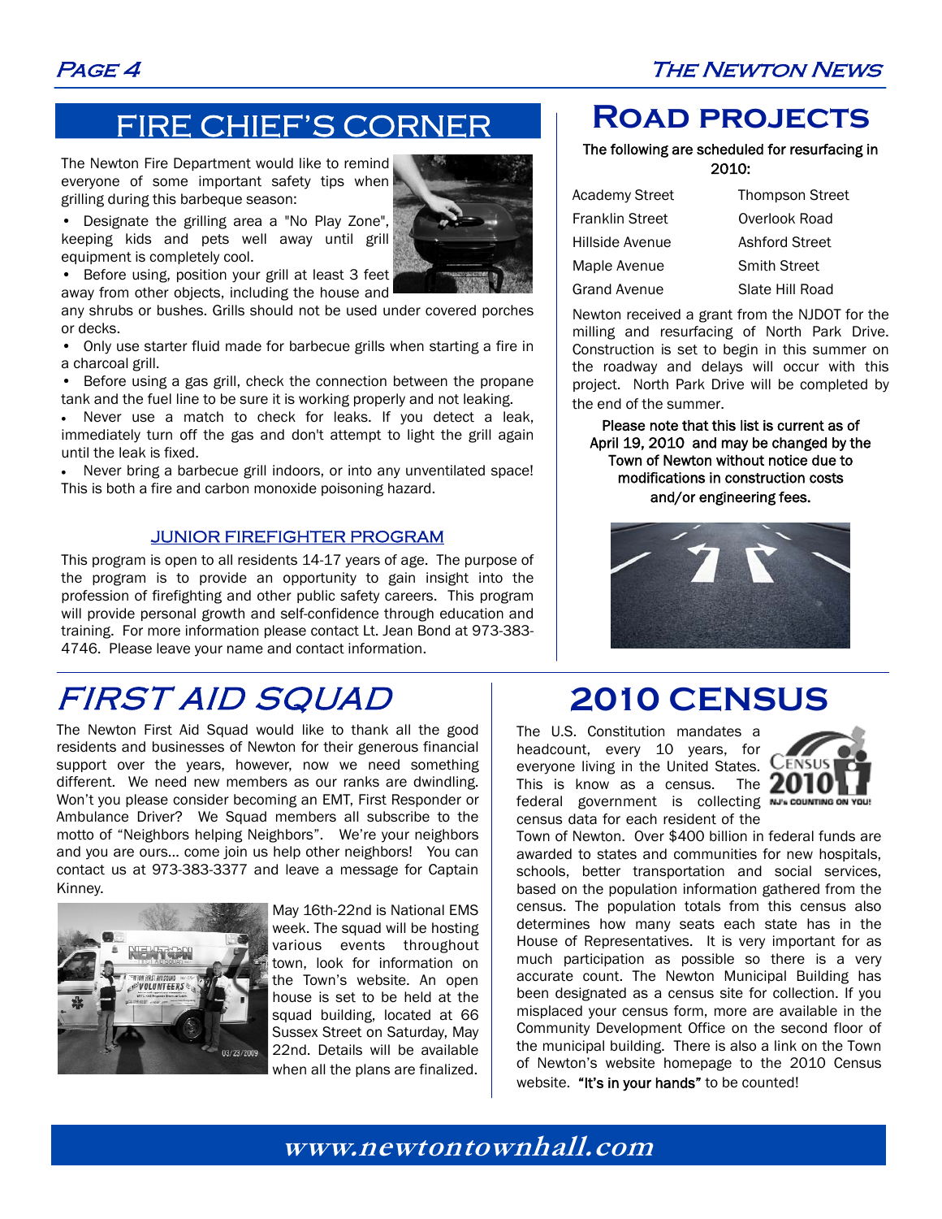## FIRE CHIEF'S CORNER

The Newton Fire Department would like to remind everyone of some important safety tips when grilling during this barbeque season:

- Designate the grilling area a "No Play Zone", keeping kids and pets well away until grill equipment is completely cool.
- Before using, position your grill at least 3 feet away from other objects, including the house and any shrubs or bushes. Grills should not be used under covered porches or decks.
- Only use starter fluid made for barbecue grills when starting a fire in a charcoal grill.
- Before using a gas grill, check the connection between the propane tank and the fuel line to be sure it is working properly and not leaking.
- Never use a match to check for leaks. If you detect a leak, immediately turn off the gas and don't attempt to light the grill again until the leak is fixed.
- Never bring a barbecue grill indoors, or into any unventilated space! This is both a fire and carbon monoxide poisoning hazard.

### JUNIOR FIREFIGHTER PROGRAM

This program is open to all residents 14-17 years of age. The purpose of the program is to provide an opportunity to gain insight into the profession of firefighting and other public safety careers. This program will provide personal growth and self-confidence through education and training. For more information please contact Lt. Jean Bond at 973-383-4746. Please leave your name and contact information.

## ROAD PROJECTS

The following are scheduled for resurfacing in 2010:

| | |
|---|---|
| Academy Street | Thompson Street |
| Franklin Street | Overlook Road |
| Hillside Avenue | Ashford Street |
| Maple Avenue | Smith Street |
| Grand Avenue | Slate Hill Road |

Newton received a grant from the NJDOT for the milling and resurfacing of North Park Drive. Construction is set to begin in this summer on the roadway and delays will occur with this project. North Park Drive will be completed by the end of the summer.

**Please note that this list is current as of April 19, 2010 and may be changed by the Town of Newton without notice due to modifications in construction costs and/or engineering fees.**

## FIRST AID SQUAD

The Newton First Aid Squad would like to thank all the good residents and businesses of Newton for their generous financial support over the years, however, now we need something different. We need new members as our ranks are dwindling. Won't you please consider becoming an EMT, First Responder or Ambulance Driver? We Squad members all subscribe to the motto of "Neighbors helping Neighbors". We're your neighbors and you are ours… come join us help other neighbors! You can contact us at 973-383-3377 and leave a message for Captain Kinney.

May 16th-22nd is National EMS week. The squad will be hosting various events throughout town, look for information on the Town's website. An open house is set to be held at the squad building, located at 66 Sussex Street on Saturday, May 22nd. Details will be available when all the plans are finalized.

## 2010 CENSUS

The U.S. Constitution mandates a headcount, every 10 years, for everyone living in the United States. This is know as a census. The federal government is collecting census data for each resident of the Town of Newton. Over $400 billion in federal funds are awarded to states and communities for new hospitals, schools, better transportation and social services, based on the population information gathered from the census. The population totals from this census also determines how many seats each state has in the House of Representatives. It is very important for as much participation as possible so there is a very accurate count. The Newton Municipal Building has been designated as a census site for collection. If you misplaced your census form, more are available in the Community Development Office on the second floor of the municipal building. There is also a link on the Town of Newton's website homepage to the 2010 Census website. **"It's in your hands"** to be counted!

**www.newtontownhall.com**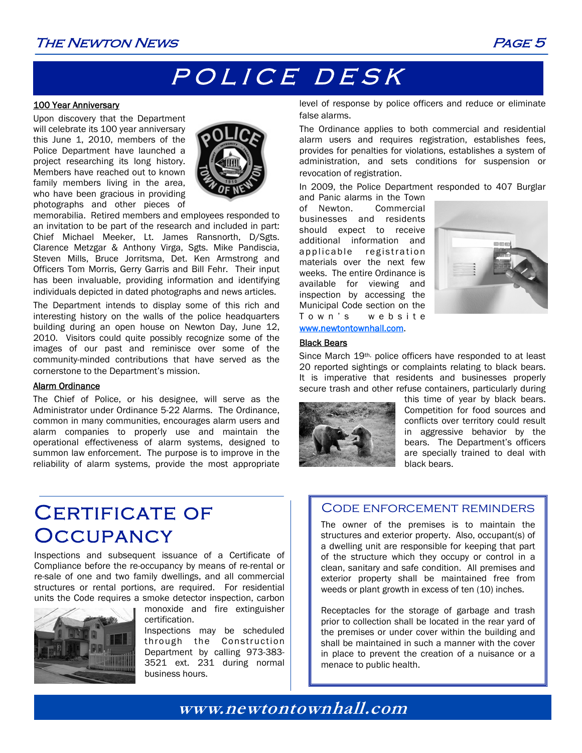# POLICE DESK

### 100 Year Anniversary

Upon discovery that the Department will celebrate its 100 year anniversary this June 1, 2010, members of the Police Department have launched a project researching its long history. Members have reached out to known family members living in the area, who have been gracious in providing photographs and other pieces of memorabilia. Retired members and employees responded to an invitation to be part of the research and included in part: Chief Michael Meeker, Lt. James Ransnorth, D/Sgts. Clarence Metzgar & Anthony Virga, Sgts. Mike Pandiscia, Steven Mills, Bruce Jorritsma, Det. Ken Armstrong and Officers Tom Morris, Gerry Garris and Bill Fehr. Their input has been invaluable, providing information and identifying individuals depicted in dated photographs and news articles.

The Department intends to display some of this rich and interesting history on the walls of the police headquarters building during an open house on Newton Day, June 12, 2010. Visitors could quite possibly recognize some of the images of our past and reminisce over some of the community-minded contributions that have served as the cornerstone to the Department's mission.

### Alarm Ordinance

The Chief of Police, or his designee, will serve as the Administrator under Ordinance 5-22 Alarms. The Ordinance, common in many communities, encourages alarm users and alarm companies to properly use and maintain the operational effectiveness of alarm systems, designed to summon law enforcement. The purpose is to improve in the reliability of alarm systems, provide the most appropriate level of response by police officers and reduce or eliminate false alarms.

The Ordinance applies to both commercial and residential alarm users and requires registration, establishes fees, provides for penalties for violations, establishes a system of administration, and sets conditions for suspension or revocation of registration.

In 2009, the Police Department responded to 407 Burglar and Panic alarms in the Town of Newton. Commercial businesses and residents should expect to receive additional information and applicable registration materials over the next few weeks. The entire Ordinance is available for viewing and inspection by accessing the Municipal Code section on the Town's website www.newtontownhall.com.

### Black Bears

Since March 19th, police officers have responded to at least 20 reported sightings or complaints relating to black bears. It is imperative that residents and businesses properly secure trash and other refuse containers, particularly during this time of year by black bears. Competition for food sources and conflicts over territory could result in aggressive behavior by the bears. The Department's officers are specially trained to deal with black bears.

## Certificate of Occupancy

Inspections and subsequent issuance of a Certificate of Compliance before the re-occupancy by means of re-rental or re-sale of one and two family dwellings, and all commercial structures or rental portions, are required. For residential units the Code requires a smoke detector inspection, carbon monoxide and fire extinguisher certification.

Inspections may be scheduled through the Construction Department by calling 973-383-3521 ext. 231 during normal business hours.

## Code Enforcement Reminders

The owner of the premises is to maintain the structures and exterior property. Also, occupant(s) of a dwelling unit are responsible for keeping that part of the structure which they occupy or control in a clean, sanitary and safe condition. All premises and exterior property shall be maintained free from weeds or plant growth in excess of ten (10) inches.

Receptacles for the storage of garbage and trash prior to collection shall be located in the rear yard of the premises or under cover within the building and shall be maintained in such a manner with the cover in place to prevent the creation of a nuisance or a menace to public health.

**www.newtontownhall.com**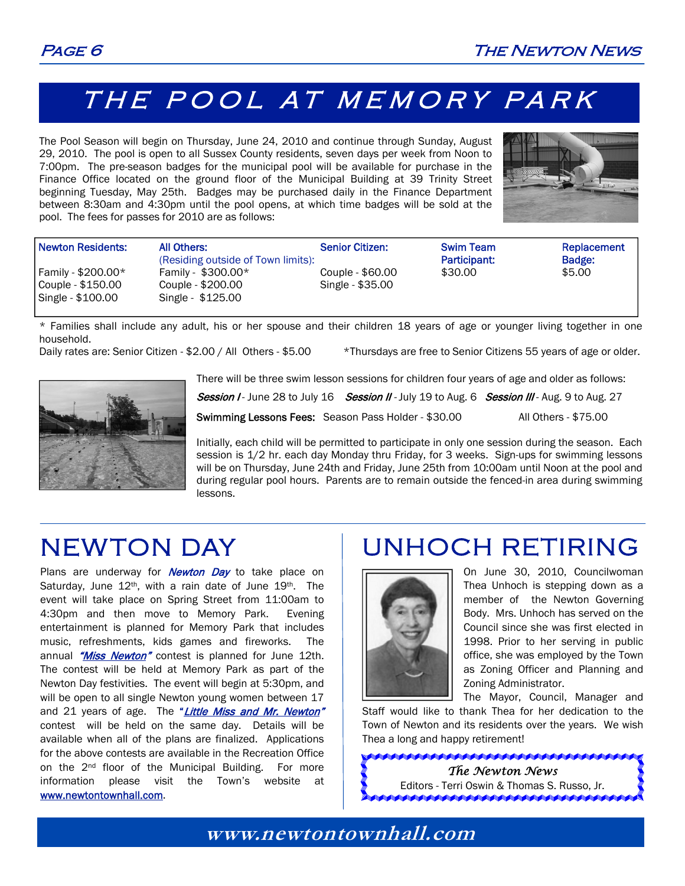# THE POOL AT MEMORY PARK

The Pool Season will begin on Thursday, June 24, 2010 and continue through Sunday, August 29, 2010. The pool is open to all Sussex County residents, seven days per week from Noon to 7:00pm. The pre-season badges for the municipal pool will be available for purchase in the Finance Office located on the ground floor of the Municipal Building at 39 Trinity Street beginning Tuesday, May 25th. Badges may be purchased daily in the Finance Department between 8:30am and 4:30pm until the pool opens, at which time badges will be sold at the pool. The fees for passes for 2010 are as follows:

| Newton Residents: | All Others: (Residing outside of Town limits): | Senior Citizen: | Swim Team Participant: | Replacement Badge: |
|---|---|---|---|---|
| Family - $200.00* | Family - $300.00* | Couple - $60.00 | $30.00 | $5.00 |
| Couple - $150.00 | Couple - $200.00 | Single - $35.00 | | |
| Single - $100.00 | Single - $125.00 | | | |

* Families shall include any adult, his or her spouse and their children 18 years of age or younger living together in one household.

Daily rates are: Senior Citizen - $2.00 / All Others - $5.00 *Thursdays are free to Senior Citizens 55 years of age or older.

There will be three swim lesson sessions for children four years of age and older as follows:

*Session I* - June 28 to July 16 *Session II* - July 19 to Aug. 6 *Session III* - Aug. 9 to Aug. 27

**Swimming Lessons Fees:** Season Pass Holder - $30.00 All Others - $75.00

Initially, each child will be permitted to participate in only one session during the season. Each session is 1/2 hr. each day Monday thru Friday, for 3 weeks. Sign-ups for swimming lessons will be on Thursday, June 24th and Friday, June 25th from 10:00am until Noon at the pool and during regular pool hours. Parents are to remain outside the fenced-in area during swimming lessons.

# NEWTON DAY

Plans are underway for *Newton Day* to take place on Saturday, June 12th, with a rain date of June 19th. The event will take place on Spring Street from 11:00am to 4:30pm and then move to Memory Park. Evening entertainment is planned for Memory Park that includes music, refreshments, kids games and fireworks. The annual *"Miss Newton"* contest is planned for June 12th. The contest will be held at Memory Park as part of the Newton Day festivities. The event will begin at 5:30pm, and will be open to all single Newton young women between 17 and 21 years of age. The *"Little Miss and Mr. Newton"* contest will be held on the same day. Details will be available when all of the plans are finalized. Applications for the above contests are available in the Recreation Office on the 2nd floor of the Municipal Building. For more information please visit the Town's website at www.newtontownhall.com.

# UNHOCH RETIRING

On June 30, 2010, Councilwoman Thea Unhoch is stepping down as a member of the Newton Governing Body. Mrs. Unhoch has served on the Council since she was first elected in 1998. Prior to her serving in public office, she was employed by the Town as Zoning Officer and Planning and Zoning Administrator.

The Mayor, Council, Manager and Staff would like to thank Thea for her dedication to the Town of Newton and its residents over the years. We wish Thea a long and happy retirement!

*The Newton News*
Editors - Terri Oswin & Thomas S. Russo, Jr.

www.newtontownhall.com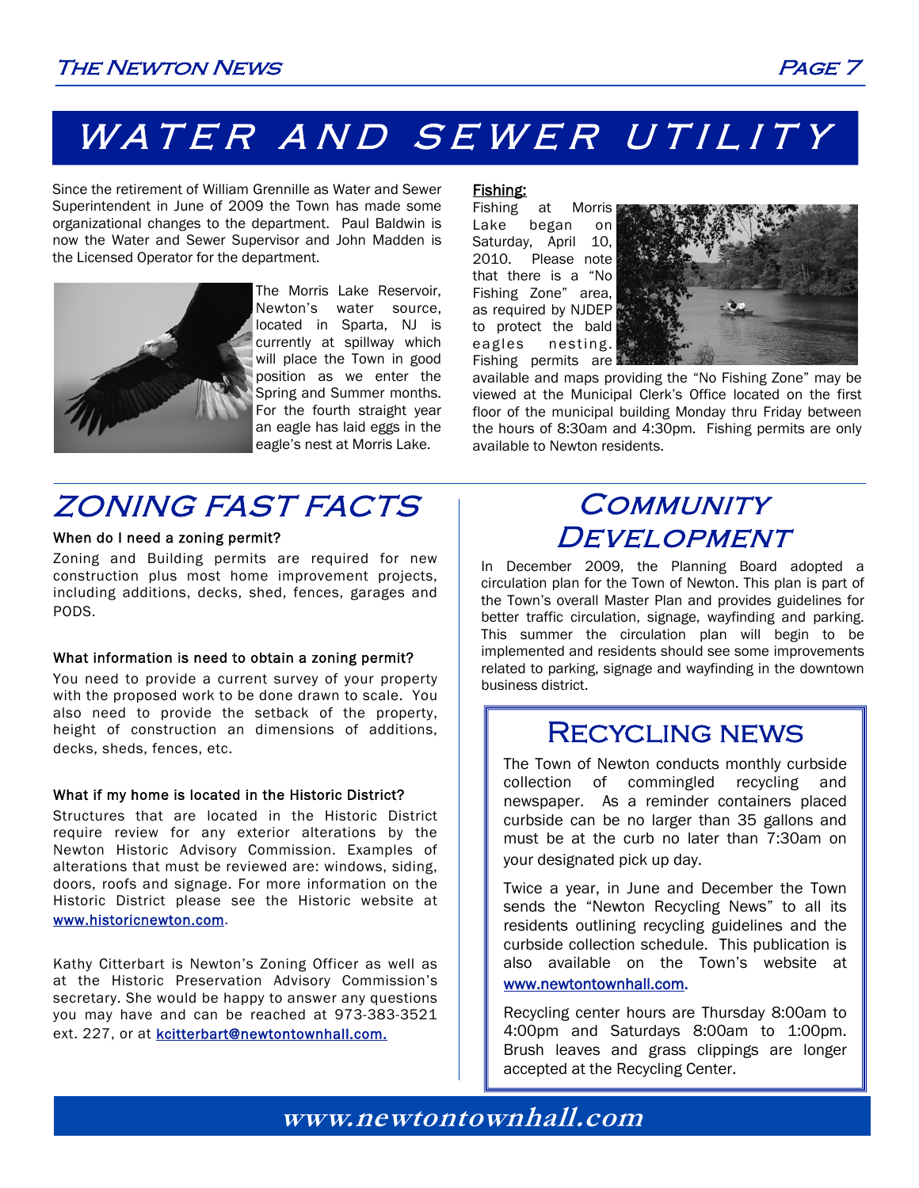# WATER AND SEWER UTILITY

Since the retirement of William Grennille as Water and Sewer Superintendent in June of 2009 the Town has made some organizational changes to the department. Paul Baldwin is now the Water and Sewer Supervisor and John Madden is the Licensed Operator for the department.

The Morris Lake Reservoir, Newton's water source, located in Sparta, NJ is currently at spillway which will place the Town in good position as we enter the Spring and Summer months. For the fourth straight year an eagle has laid eggs in the eagle's nest at Morris Lake.

**Fishing:**

Fishing at Morris Lake began on Saturday, April 10, 2010. Please note that there is a "No Fishing Zone" area, as required by NJDEP to protect the bald eagles nesting. Fishing permits are available and maps providing the "No Fishing Zone" may be viewed at the Municipal Clerk's Office located on the first floor of the municipal building Monday thru Friday between the hours of 8:30am and 4:30pm. Fishing permits are only available to Newton residents.

# ZONING FAST FACTS

**When do I need a zoning permit?**

Zoning and Building permits are required for new construction plus most home improvement projects, including additions, decks, shed, fences, garages and PODS.

**What information is need to obtain a zoning permit?**

You need to provide a current survey of your property with the proposed work to be done drawn to scale. You also need to provide the setback of the property, height of construction an dimensions of additions, decks, sheds, fences, etc.

**What if my home is located in the Historic District?**

Structures that are located in the Historic District require review for any exterior alterations by the Newton Historic Advisory Commission. Examples of alterations that must be reviewed are: windows, siding, doors, roofs and signage. For more information on the Historic District please see the Historic website at www.historicnewton.com.

Kathy Citterbart is Newton's Zoning Officer as well as at the Historic Preservation Advisory Commission's secretary. She would be happy to answer any questions you may have and can be reached at 973-383-3521 ext. 227, or at kcitterbart@newtontownhall.com.

# Community Development

In December 2009, the Planning Board adopted a circulation plan for the Town of Newton. This plan is part of the Town's overall Master Plan and provides guidelines for better traffic circulation, signage, wayfinding and parking. This summer the circulation plan will begin to be implemented and residents should see some improvements related to parking, signage and wayfinding in the downtown business district.

## Recycling news

The Town of Newton conducts monthly curbside collection of commingled recycling and newspaper. As a reminder containers placed curbside can be no larger than 35 gallons and must be at the curb no later than 7:30am on your designated pick up day.

Twice a year, in June and December the Town sends the "Newton Recycling News" to all its residents outlining recycling guidelines and the curbside collection schedule. This publication is also available on the Town's website at www.newtontownhall.com.

Recycling center hours are Thursday 8:00am to 4:00pm and Saturdays 8:00am to 1:00pm. Brush leaves and grass clippings are longer accepted at the Recycling Center.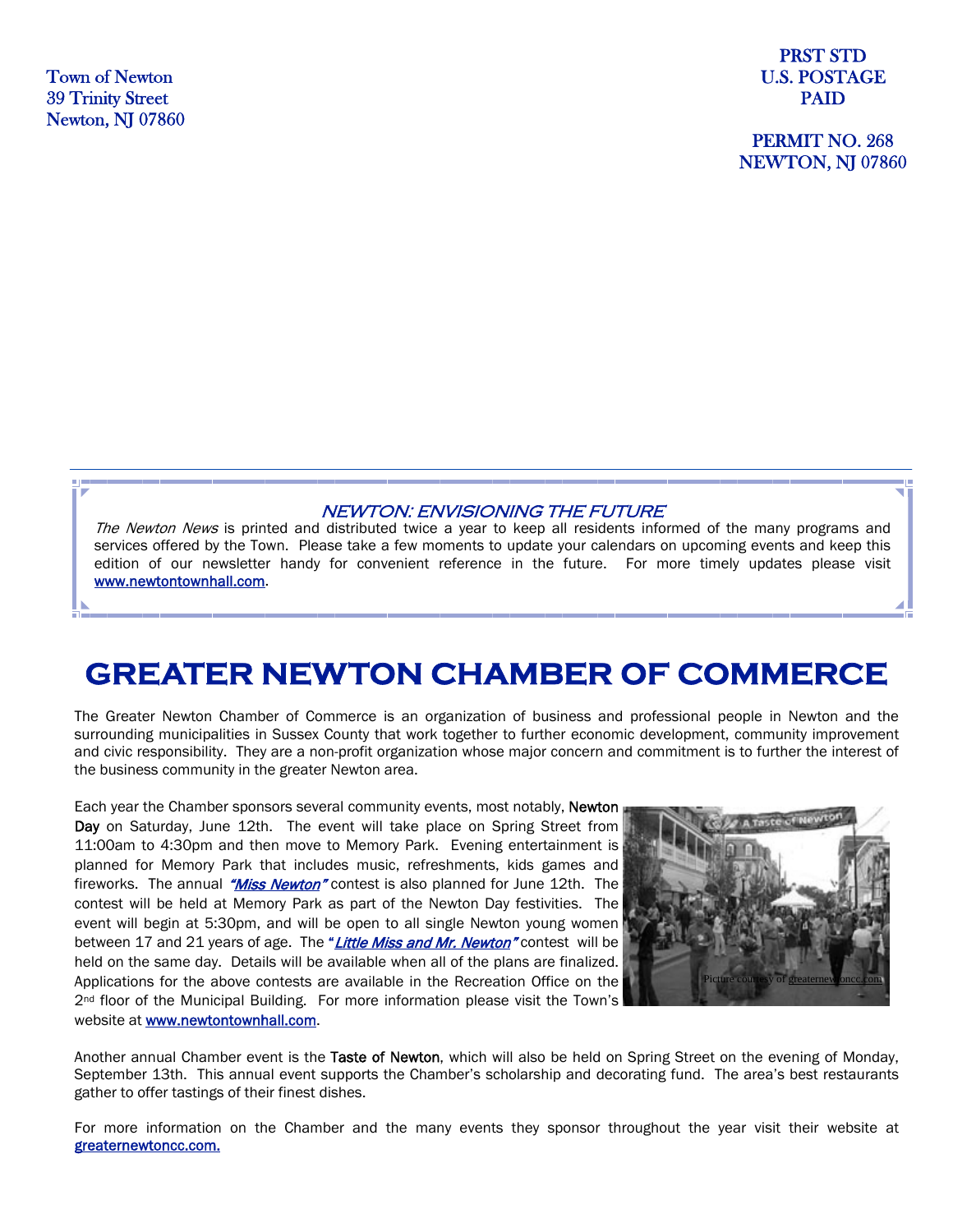Town of Newton
39 Trinity Street
Newton, NJ 07860

PRST STD
U.S. POSTAGE
PAID

PERMIT NO. 268
NEWTON, NJ 07860

### NEWTON: ENVISIONING THE FUTURE

*The Newton News* is printed and distributed twice a year to keep all residents informed of the many programs and services offered by the Town. Please take a few moments to update your calendars on upcoming events and keep this edition of our newsletter handy for convenient reference in the future. For more timely updates please visit www.newtontownhall.com.

# GREATER NEWTON CHAMBER OF COMMERCE

The Greater Newton Chamber of Commerce is an organization of business and professional people in Newton and the surrounding municipalities in Sussex County that work together to further economic development, community improvement and civic responsibility. They are a non-profit organization whose major concern and commitment is to further the interest of the business community in the greater Newton area.

Each year the Chamber sponsors several community events, most notably, **Newton Day** on Saturday, June 12th. The event will take place on Spring Street from 11:00am to 4:30pm and then move to Memory Park. Evening entertainment is planned for Memory Park that includes music, refreshments, kids games and fireworks. The annual ***"Miss Newton"*** contest is also planned for June 12th. The contest will be held at Memory Park as part of the Newton Day festivities. The event will begin at 5:30pm, and will be open to all single Newton young women between 17 and 21 years of age. The ***"Little Miss and Mr. Newton"*** contest will be held on the same day. Details will be available when all of the plans are finalized. Applications for the above contests are available in the Recreation Office on the 2nd floor of the Municipal Building. For more information please visit the Town's website at www.newtontownhall.com.

Picture courtesy of greaternewtoncc.com

Another annual Chamber event is the **Taste of Newton**, which will also be held on Spring Street on the evening of Monday, September 13th. This annual event supports the Chamber's scholarship and decorating fund. The area's best restaurants gather to offer tastings of their finest dishes.

For more information on the Chamber and the many events they sponsor throughout the year visit their website at greaternewtoncc.com.